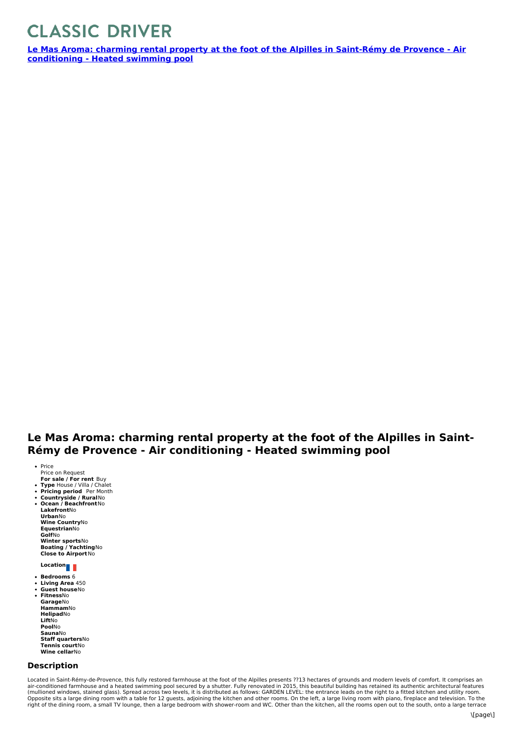# CLASSIC DRIVER

**[Le Mas Aroma: charming rental property at the foot of the Alpilles in Saint-Rémy de Provence - Air conditioning - Heated swimming pool]()**

## Le Mas Aroma: charming rental property at the foot of the Alpilles in Saint-Rémy de Provence - Air conditioning - Heated swimming pool

- Price
  Price on Request
  **For sale / For rent** Buy
- **Type** House / Villa / Chalet
- **Pricing period** Per Month
- **Countryside / Rural** No
- **Ocean / Beachfront** No
  **Lakefront** No
  **Urban** No
  **Wine Country** No
  **Equestrian** No
  **Golf** No
  **Winter sports** No
  **Boating / Yachting** No
  **Close to Airport** No

**Location**

- **Bedrooms** 6
- **Living Area** 450
- **Guest house** No
- **Fitness** No
  **Garage** No
  **Hammam** No
  **Helipad** No
  **Lift** No
  **Pool** No
  **Sauna** No
  **Staff quarters** No
  **Tennis court** No
  **Wine cellar** No

### Description

Located in Saint-Rémy-de-Provence, this fully restored farmhouse at the foot of the Alpilles presents ??13 hectares of grounds and modern levels of comfort. It comprises an air-conditioned farmhouse and a heated swimming pool secured by a shutter. Fully renovated in 2015, this beautiful building has retained its authentic architectural features (mullioned windows, stained glass). Spread across two levels, it is distributed as follows: GARDEN LEVEL: the entrance leads on the right to a fitted kitchen and utility room. Opposite sits a large dining room with a table for 12 guests, adjoining the kitchen and other rooms. On the left, a large living room with piano, fireplace and television. To the right of the dining room, a small TV lounge, then a large bedroom with shower-room and WC. Other than the kitchen, all the rooms open out to the south, onto a large terrace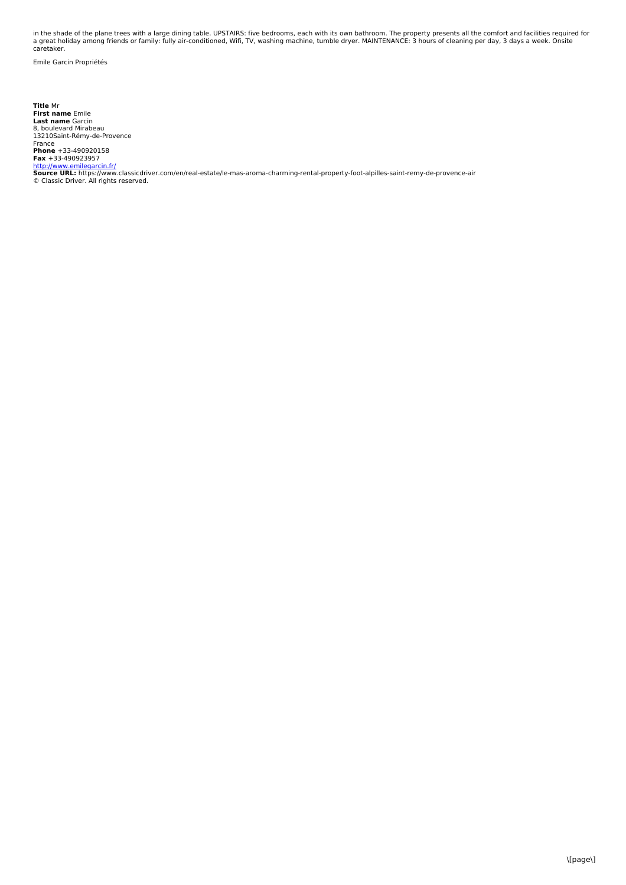in the shade of the plane trees with a large dining table. UPSTAIRS: five bedrooms, each with its own bathroom. The property presents all the comfort and facilities required for a great holiday among friends or family: fully air-conditioned, Wifi, TV, washing machine, tumble dryer. MAINTENANCE: 3 hours of cleaning per day, 3 days a week. Onsite caretaker.

Emile Garcin Propriétés

**Title** Mr
**First name** Emile
**Last name** Garcin
8, boulevard Mirabeau
13210Saint-Rémy-de-Provence
France
**Phone** +33-490920158
**Fax** +33-490923957
[http://www.emilegarcin.fr/](http://www.emilegarcin.fr/)
**Source URL:** https://www.classicdriver.com/en/real-estate/le-mas-aroma-charming-rental-property-foot-alpilles-saint-remy-de-provence-air
© Classic Driver. All rights reserved.